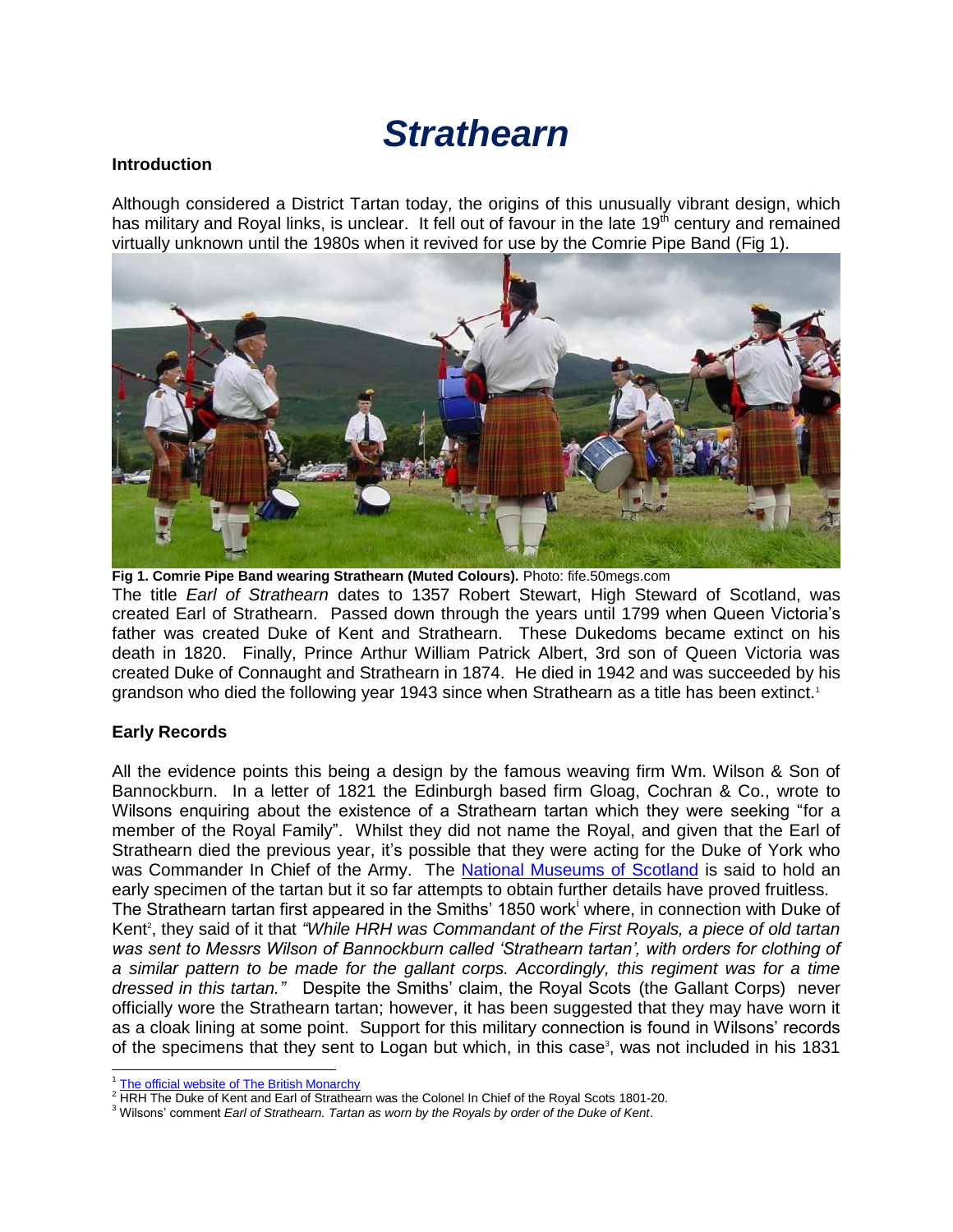# Strathearn

## Introduction

Although considered a District Tartan today, the origins of this unusually vibrant design, which has military and Royal links, is unclear. It fell out of favour in the late 19th century and remained virtually unknown until the 1980s when it revived for use by the Comrie Pipe Band (Fig 1).

**Fig 1. Comrie Pipe Band wearing Strathearn (Muted Colours).** Photo: fife.50megs.com

The title *Earl of Strathearn* dates to 1357 Robert Stewart, High Steward of Scotland, was created Earl of Strathearn. Passed down through the years until 1799 when Queen Victoria's father was created Duke of Kent and Strathearn. These Dukedoms became extinct on his death in 1820. Finally, Prince Arthur William Patrick Albert, 3rd son of Queen Victoria was created Duke of Connaught and Strathearn in 1874. He died in 1942 and was succeeded by his grandson who died the following year 1943 since when Strathearn as a title has been extinct.[1]

## Early Records

All the evidence points this being a design by the famous weaving firm Wm. Wilson & Son of Bannockburn. In a letter of 1821 the Edinburgh based firm Gloag, Cochran & Co., wrote to Wilsons enquiring about the existence of a Strathearn tartan which they were seeking "for a member of the Royal Family". Whilst they did not name the Royal, and given that the Earl of Strathearn died the previous year, it's possible that they were acting for the Duke of York who was Commander In Chief of the Army. The National Museums of Scotland is said to hold an early specimen of the tartan but it so far attempts to obtain further details have proved fruitless.

The Strathearn tartan first appeared in the Smiths' 1850 work[i] where, in connection with Duke of Kent[2], they said of it that *"While HRH was Commandant of the First Royals, a piece of old tartan was sent to Messrs Wilson of Bannockburn called 'Strathearn tartan', with orders for clothing of a similar pattern to be made for the gallant corps. Accordingly, this regiment was for a time dressed in this tartan."* Despite the Smiths' claim, the Royal Scots (the Gallant Corps) never officially wore the Strathearn tartan; however, it has been suggested that they may have worn it as a cloak lining at some point. Support for this military connection is found in Wilsons' records of the specimens that they sent to Logan but which, in this case[3], was not included in his 1831

---

[1] The official website of The British Monarchy

[2] HRH The Duke of Kent and Earl of Strathearn was the Colonel In Chief of the Royal Scots 1801-20.

[3] Wilsons' comment *Earl of Strathearn. Tartan as worn by the Royals by order of the Duke of Kent*.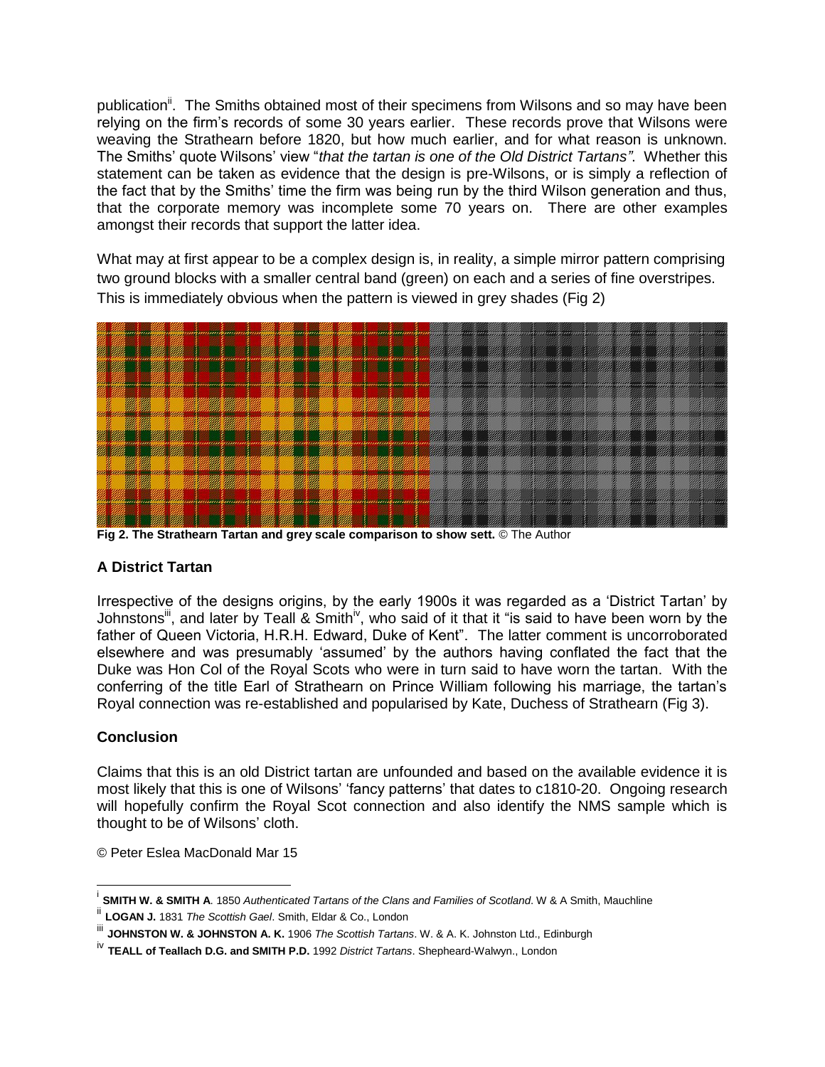publication[ii]. The Smiths obtained most of their specimens from Wilsons and so may have been relying on the firm's records of some 30 years earlier. These records prove that Wilsons were weaving the Strathearn before 1820, but how much earlier, and for what reason is unknown. The Smiths' quote Wilsons' view "*that the tartan is one of the Old District Tartans"*. Whether this statement can be taken as evidence that the design is pre-Wilsons, or is simply a reflection of the fact that by the Smiths' time the firm was being run by the third Wilson generation and thus, that the corporate memory was incomplete some 70 years on. There are other examples amongst their records that support the latter idea.

What may at first appear to be a complex design is, in reality, a simple mirror pattern comprising two ground blocks with a smaller central band (green) on each and a series of fine overstripes. This is immediately obvious when the pattern is viewed in grey shades (Fig 2)

**Fig 2. The Strathearn Tartan and grey scale comparison to show sett.** © The Author

## A District Tartan

Irrespective of the designs origins, by the early 1900s it was regarded as a 'District Tartan' by Johnstons[iii], and later by Teall & Smith[iv], who said of it that it "is said to have been worn by the father of Queen Victoria, H.R.H. Edward, Duke of Kent". The latter comment is uncorroborated elsewhere and was presumably 'assumed' by the authors having conflated the fact that the Duke was Hon Col of the Royal Scots who were in turn said to have worn the tartan. With the conferring of the title Earl of Strathearn on Prince William following his marriage, the tartan's Royal connection was re-established and popularised by Kate, Duchess of Strathearn (Fig 3).

## Conclusion

Claims that this is an old District tartan are unfounded and based on the available evidence it is most likely that this is one of Wilsons' 'fancy patterns' that dates to c1810-20. Ongoing research will hopefully confirm the Royal Scot connection and also identify the NMS sample which is thought to be of Wilsons' cloth.

© Peter Eslea MacDonald Mar 15

---

[i] **SMITH W. & SMITH A**. 1850 *Authenticated Tartans of the Clans and Families of Scotland*. W & A Smith, Mauchline

[ii] **LOGAN J.** 1831 *The Scottish Gael*. Smith, Eldar & Co., London

[iii] **JOHNSTON W. & JOHNSTON A. K.** 1906 *The Scottish Tartans*. W. & A. K. Johnston Ltd., Edinburgh

[iv] **TEALL of Teallach D.G. and SMITH P.D.** 1992 *District Tartans*. Shepheard-Walwyn., London